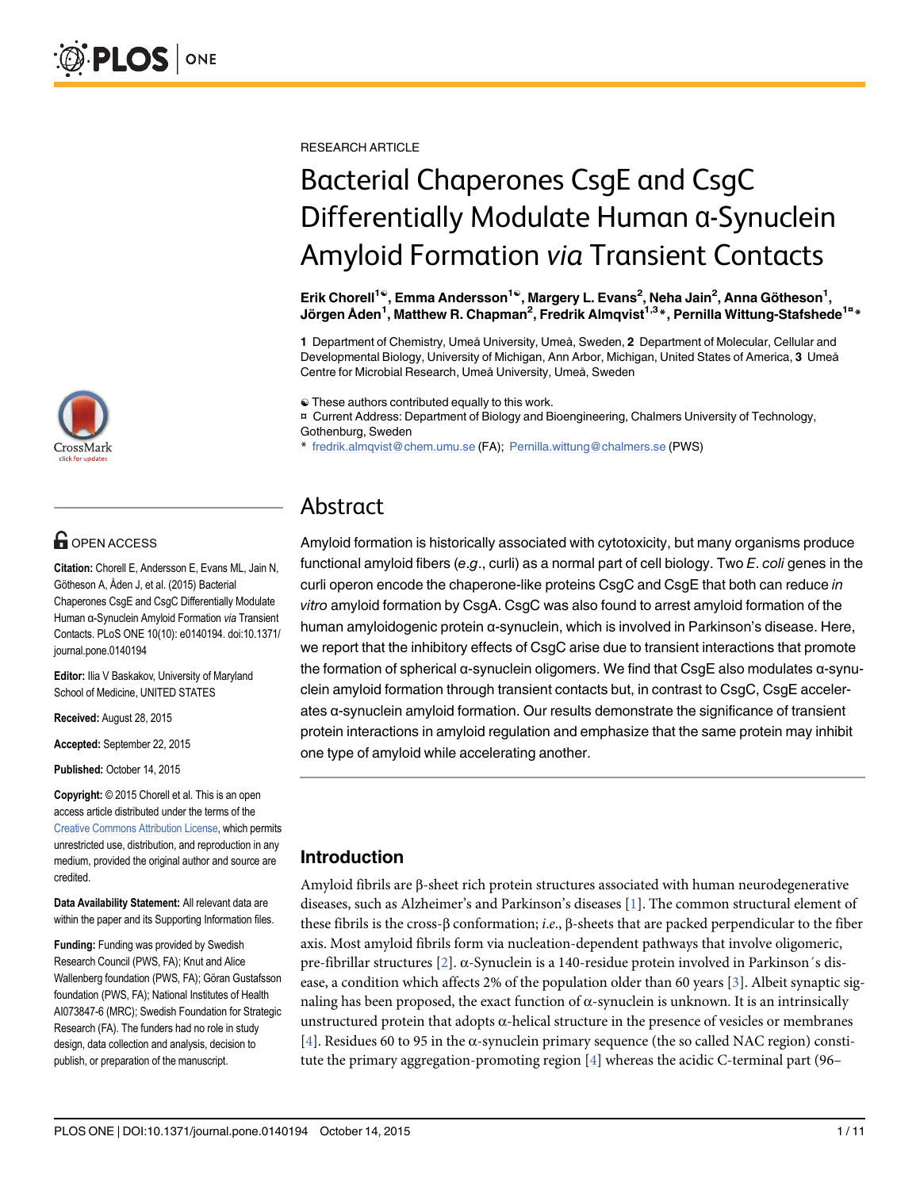RESEARCH ARTICLE

# Bacterial Chaperones CsgE and CsgC Differentially Modulate Human α-Synuclein Amyloid Formation *via* Transient Contacts

**Erik Chorell[1☯], Emma Andersson[1☯], Margery L. Evans[2], Neha Jain[2], Anna Götheson[1], Jörgen Åden[1], Matthew R. Chapman[2], Fredrik Almqvist[1,3]*, Pernilla Wittung-Stafshede[1¤]***

**1** Department of Chemistry, Umeå University, Umeå, Sweden, **2** Department of Molecular, Cellular and Developmental Biology, University of Michigan, Ann Arbor, Michigan, United States of America, **3** Umeå Centre for Microbial Research, Umeå University, Umeå, Sweden

☯ These authors contributed equally to this work.
¤ Current Address: Department of Biology and Bioengineering, Chalmers University of Technology, Gothenburg, Sweden
* fredrik.almqvist@chem.umu.se (FA); Pernilla.wittung@chalmers.se (PWS)

OPEN ACCESS

**Citation:** Chorell E, Andersson E, Evans ML, Jain N, Götheson A, Åden J, et al. (2015) Bacterial Chaperones CsgE and CsgC Differentially Modulate Human α-Synuclein Amyloid Formation *via* Transient Contacts. PLoS ONE 10(10): e0140194. doi:10.1371/journal.pone.0140194

**Editor:** Ilia V Baskakov, University of Maryland School of Medicine, UNITED STATES

**Received:** August 28, 2015

**Accepted:** September 22, 2015

**Published:** October 14, 2015

**Copyright:** © 2015 Chorell et al. This is an open access article distributed under the terms of the Creative Commons Attribution License, which permits unrestricted use, distribution, and reproduction in any medium, provided the original author and source are credited.

**Data Availability Statement:** All relevant data are within the paper and its Supporting Information files.

**Funding:** Funding was provided by Swedish Research Council (PWS, FA); Knut and Alice Wallenberg foundation (PWS, FA); Göran Gustafsson foundation (PWS, FA); National Institutes of Health AI073847-6 (MRC); Swedish Foundation for Strategic Research (FA). The funders had no role in study design, data collection and analysis, decision to publish, or preparation of the manuscript.

## Abstract

Amyloid formation is historically associated with cytotoxicity, but many organisms produce functional amyloid fibers (*e.g.*, curli) as a normal part of cell biology. Two *E. coli* genes in the curli operon encode the chaperone-like proteins CsgC and CsgE that both can reduce *in vitro* amyloid formation by CsgA. CsgC was also found to arrest amyloid formation of the human amyloidogenic protein α-synuclein, which is involved in Parkinson's disease. Here, we report that the inhibitory effects of CsgC arise due to transient interactions that promote the formation of spherical α-synuclein oligomers. We find that CsgE also modulates α-synuclein amyloid formation through transient contacts but, in contrast to CsgC, CsgE accelerates α-synuclein amyloid formation. Our results demonstrate the significance of transient protein interactions in amyloid regulation and emphasize that the same protein may inhibit one type of amyloid while accelerating another.

## Introduction

Amyloid fibrils are β-sheet rich protein structures associated with human neurodegenerative diseases, such as Alzheimer's and Parkinson's diseases [1]. The common structural element of these fibrils is the cross-β conformation; *i.e*., β-sheets that are packed perpendicular to the fiber axis. Most amyloid fibrils form via nucleation-dependent pathways that involve oligomeric, pre-fibrillar structures [2]. α-Synuclein is a 140-residue protein involved in Parkinson´s disease, a condition which affects 2% of the population older than 60 years [3]. Albeit synaptic signaling has been proposed, the exact function of α-synuclein is unknown. It is an intrinsically unstructured protein that adopts α-helical structure in the presence of vesicles or membranes [4]. Residues 60 to 95 in the α-synuclein primary sequence (the so called NAC region) constitute the primary aggregation-promoting region [4] whereas the acidic C-terminal part (96–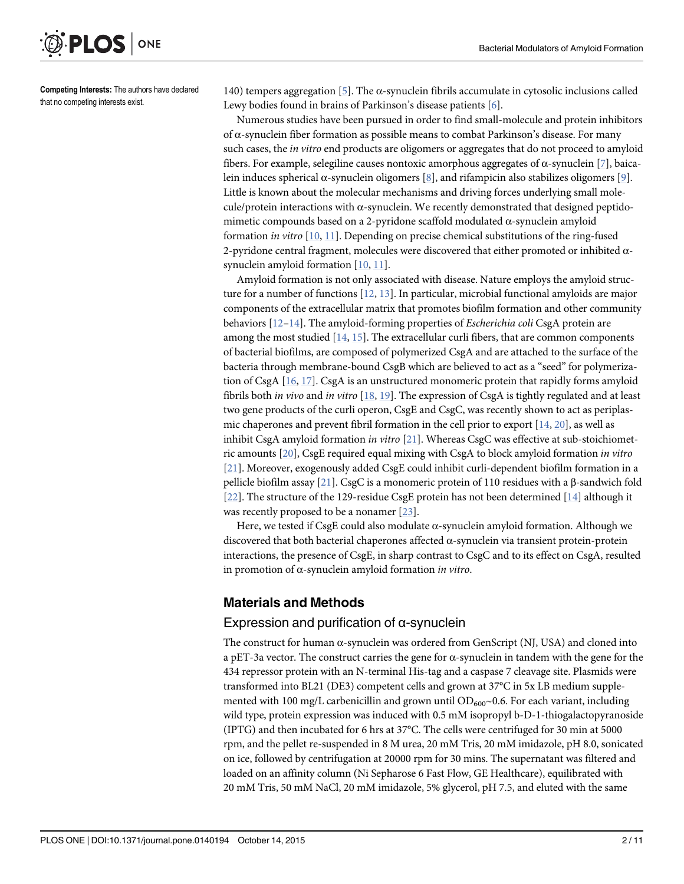**Competing Interests:** The authors have declared that no competing interests exist.

140) tempers aggregation [5]. The α-synuclein fibrils accumulate in cytosolic inclusions called Lewy bodies found in brains of Parkinson's disease patients [6].

Numerous studies have been pursued in order to find small-molecule and protein inhibitors of α-synuclein fiber formation as possible means to combat Parkinson's disease. For many such cases, the *in vitro* end products are oligomers or aggregates that do not proceed to amyloid fibers. For example, selegiline causes nontoxic amorphous aggregates of α-synuclein [7], baicalein induces spherical α-synuclein oligomers [8], and rifampicin also stabilizes oligomers [9]. Little is known about the molecular mechanisms and driving forces underlying small molecule/protein interactions with α-synuclein. We recently demonstrated that designed peptidomimetic compounds based on a 2-pyridone scaffold modulated α-synuclein amyloid formation *in vitro* [10, 11]. Depending on precise chemical substitutions of the ring-fused 2-pyridone central fragment, molecules were discovered that either promoted or inhibited α-synuclein amyloid formation [10, 11].

Amyloid formation is not only associated with disease. Nature employs the amyloid structure for a number of functions [12, 13]. In particular, microbial functional amyloids are major components of the extracellular matrix that promotes biofilm formation and other community behaviors [12–14]. The amyloid-forming properties of *Escherichia coli* CsgA protein are among the most studied [14, 15]. The extracellular curli fibers, that are common components of bacterial biofilms, are composed of polymerized CsgA and are attached to the surface of the bacteria through membrane-bound CsgB which are believed to act as a "seed" for polymerization of CsgA [16, 17]. CsgA is an unstructured monomeric protein that rapidly forms amyloid fibrils both *in vivo* and *in vitro* [18, 19]. The expression of CsgA is tightly regulated and at least two gene products of the curli operon, CsgE and CsgC, was recently shown to act as periplasmic chaperones and prevent fibril formation in the cell prior to export [14, 20], as well as inhibit CsgA amyloid formation *in vitro* [21]. Whereas CsgC was effective at sub-stoichiometric amounts [20], CsgE required equal mixing with CsgA to block amyloid formation *in vitro* [21]. Moreover, exogenously added CsgE could inhibit curli-dependent biofilm formation in a pellicle biofilm assay [21]. CsgC is a monomeric protein of 110 residues with a β-sandwich fold [22]. The structure of the 129-residue CsgE protein has not been determined [14] although it was recently proposed to be a nonamer [23].

Here, we tested if CsgE could also modulate α-synuclein amyloid formation. Although we discovered that both bacterial chaperones affected α-synuclein via transient protein-protein interactions, the presence of CsgE, in sharp contrast to CsgC and to its effect on CsgA, resulted in promotion of α-synuclein amyloid formation *in vitro*.

## Materials and Methods

### Expression and purification of α-synuclein

The construct for human α-synuclein was ordered from GenScript (NJ, USA) and cloned into a pET-3a vector. The construct carries the gene for α-synuclein in tandem with the gene for the 434 repressor protein with an N-terminal His-tag and a caspase 7 cleavage site. Plasmids were transformed into BL21 (DE3) competent cells and grown at 37°C in 5x LB medium supplemented with 100 mg/L carbenicillin and grown until $OD_{600}$~0.6. For each variant, including wild type, protein expression was induced with 0.5 mM isopropyl b-D-1-thiogalactopyranoside (IPTG) and then incubated for 6 hrs at 37°C. The cells were centrifuged for 30 min at 5000 rpm, and the pellet re-suspended in 8 M urea, 20 mM Tris, 20 mM imidazole, pH 8.0, sonicated on ice, followed by centrifugation at 20000 rpm for 30 mins. The supernatant was filtered and loaded on an affinity column (Ni Sepharose 6 Fast Flow, GE Healthcare), equilibrated with 20 mM Tris, 50 mM NaCl, 20 mM imidazole, 5% glycerol, pH 7.5, and eluted with the same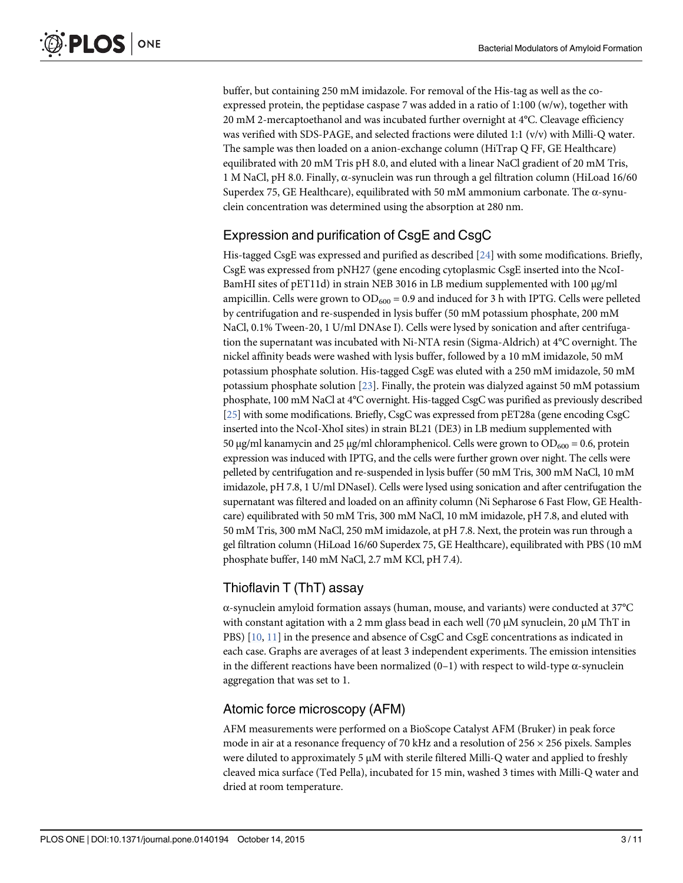buffer, but containing 250 mM imidazole. For removal of the His-tag as well as the co-expressed protein, the peptidase caspase 7 was added in a ratio of 1:100 (w/w), together with 20 mM 2-mercaptoethanol and was incubated further overnight at 4°C. Cleavage efficiency was verified with SDS-PAGE, and selected fractions were diluted 1:1 (v/v) with Milli-Q water. The sample was then loaded on a anion-exchange column (HiTrap Q FF, GE Healthcare) equilibrated with 20 mM Tris pH 8.0, and eluted with a linear NaCl gradient of 20 mM Tris, 1 M NaCl, pH 8.0. Finally, α-synuclein was run through a gel filtration column (HiLoad 16/60 Superdex 75, GE Healthcare), equilibrated with 50 mM ammonium carbonate. The α-synuclein concentration was determined using the absorption at 280 nm.

## Expression and purification of CsgE and CsgC

His-tagged CsgE was expressed and purified as described [24] with some modifications. Briefly, CsgE was expressed from pNH27 (gene encoding cytoplasmic CsgE inserted into the NcoI-BamHI sites of pET11d) in strain NEB 3016 in LB medium supplemented with 100 μg/ml ampicillin. Cells were grown to $OD_{600}$ = 0.9 and induced for 3 h with IPTG. Cells were pelleted by centrifugation and re-suspended in lysis buffer (50 mM potassium phosphate, 200 mM NaCl, 0.1% Tween-20, 1 U/ml DNAse I). Cells were lysed by sonication and after centrifugation the supernatant was incubated with Ni-NTA resin (Sigma-Aldrich) at 4°C overnight. The nickel affinity beads were washed with lysis buffer, followed by a 10 mM imidazole, 50 mM potassium phosphate solution. His-tagged CsgE was eluted with a 250 mM imidazole, 50 mM potassium phosphate solution [23]. Finally, the protein was dialyzed against 50 mM potassium phosphate, 100 mM NaCl at 4°C overnight. His-tagged CsgC was purified as previously described [25] with some modifications. Briefly, CsgC was expressed from pET28a (gene encoding CsgC inserted into the NcoI-XhoI sites) in strain BL21 (DE3) in LB medium supplemented with 50 μg/ml kanamycin and 25 μg/ml chloramphenicol. Cells were grown to $OD_{600}$ = 0.6, protein expression was induced with IPTG, and the cells were further grown over night. The cells were pelleted by centrifugation and re-suspended in lysis buffer (50 mM Tris, 300 mM NaCl, 10 mM imidazole, pH 7.8, 1 U/ml DNaseI). Cells were lysed using sonication and after centrifugation the supernatant was filtered and loaded on an affinity column (Ni Sepharose 6 Fast Flow, GE Healthcare) equilibrated with 50 mM Tris, 300 mM NaCl, 10 mM imidazole, pH 7.8, and eluted with 50 mM Tris, 300 mM NaCl, 250 mM imidazole, at pH 7.8. Next, the protein was run through a gel filtration column (HiLoad 16/60 Superdex 75, GE Healthcare), equilibrated with PBS (10 mM phosphate buffer, 140 mM NaCl, 2.7 mM KCl, pH 7.4).

## Thioflavin T (ThT) assay

α-synuclein amyloid formation assays (human, mouse, and variants) were conducted at 37°C with constant agitation with a 2 mm glass bead in each well (70 μM synuclein, 20 μM ThT in PBS) [10, 11] in the presence and absence of CsgC and CsgE concentrations as indicated in each case. Graphs are averages of at least 3 independent experiments. The emission intensities in the different reactions have been normalized (0–1) with respect to wild-type α-synuclein aggregation that was set to 1.

## Atomic force microscopy (AFM)

AFM measurements were performed on a BioScope Catalyst AFM (Bruker) in peak force mode in air at a resonance frequency of 70 kHz and a resolution of 256 × 256 pixels. Samples were diluted to approximately 5 μM with sterile filtered Milli-Q water and applied to freshly cleaved mica surface (Ted Pella), incubated for 15 min, washed 3 times with Milli-Q water and dried at room temperature.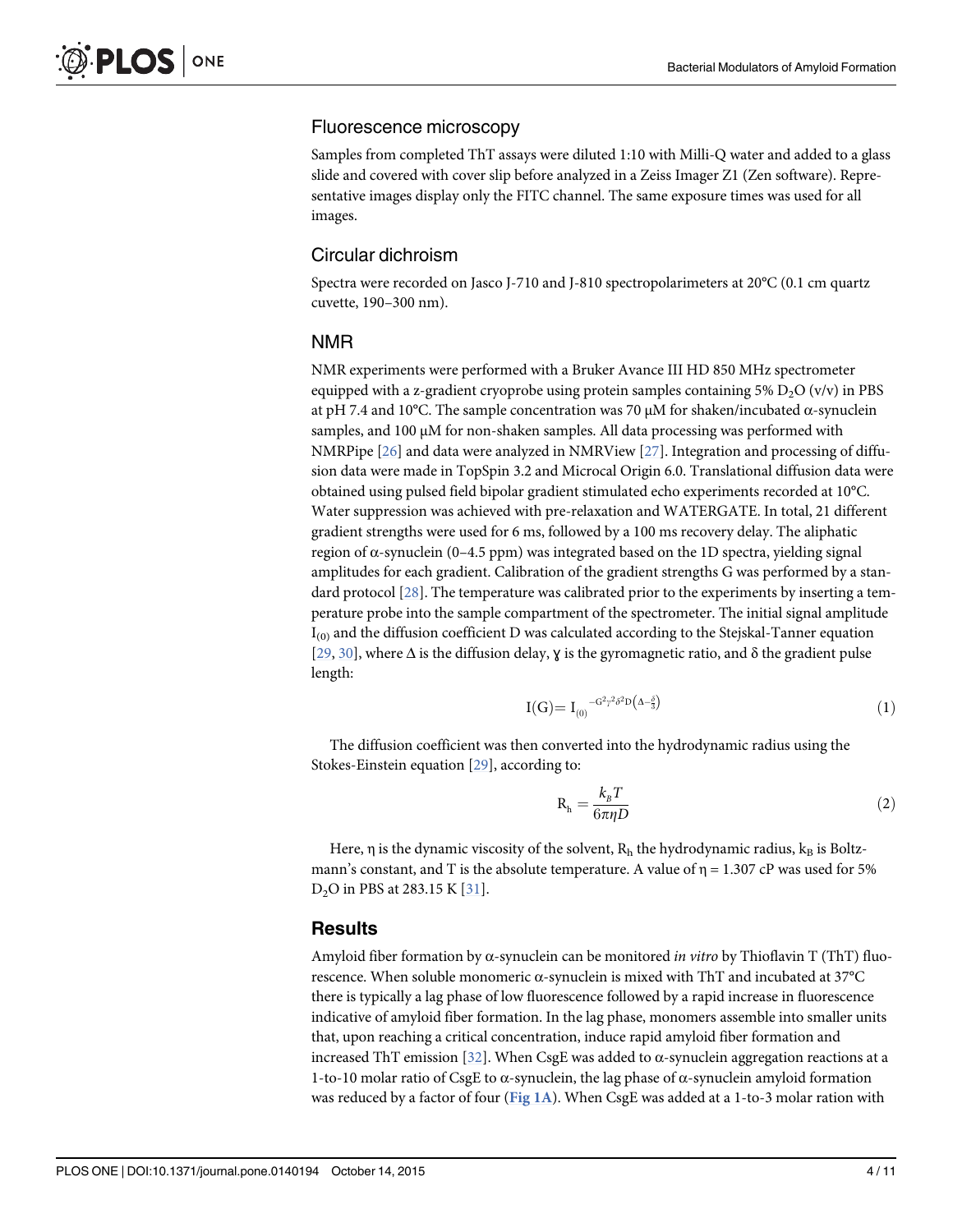## Fluorescence microscopy

Samples from completed ThT assays were diluted 1:10 with Milli-Q water and added to a glass slide and covered with cover slip before analyzed in a Zeiss Imager Z1 (Zen software). Representative images display only the FITC channel. The same exposure times was used for all images.

## Circular dichroism

Spectra were recorded on Jasco J-710 and J-810 spectropolarimeters at 20°C (0.1 cm quartz cuvette, 190–300 nm).

## NMR

NMR experiments were performed with a Bruker Avance III HD 850 MHz spectrometer equipped with a z-gradient cryoprobe using protein samples containing 5% $D_2O$ (v/v) in PBS at pH 7.4 and 10°C. The sample concentration was 70 μM for shaken/incubated α-synuclein samples, and 100 μM for non-shaken samples. All data processing was performed with NMRPipe [26] and data were analyzed in NMRView [27]. Integration and processing of diffusion data were made in TopSpin 3.2 and Microcal Origin 6.0. Translational diffusion data were obtained using pulsed field bipolar gradient stimulated echo experiments recorded at 10°C. Water suppression was achieved with pre-relaxation and WATERGATE. In total, 21 different gradient strengths were used for 6 ms, followed by a 100 ms recovery delay. The aliphatic region of α-synuclein (0–4.5 ppm) was integrated based on the 1D spectra, yielding signal amplitudes for each gradient. Calibration of the gradient strengths G was performed by a standard protocol [28]. The temperature was calibrated prior to the experiments by inserting a temperature probe into the sample compartment of the spectrometer. The initial signal amplitude $I_{(0)}$ and the diffusion coefficient D was calculated according to the Stejskal-Tanner equation [29, 30], where Δ is the diffusion delay, γ is the gyromagnetic ratio, and δ the gradient pulse length:

$$I(G) = I_{(0)}^{-G^2\gamma^2\delta^2 D\left(\Delta - \frac{\delta}{3}\right)} \tag{1}$$

The diffusion coefficient was then converted into the hydrodynamic radius using the Stokes-Einstein equation [29], according to:

$$R_h = \frac{k_B T}{6\pi\eta D} \tag{2}$$

Here, η is the dynamic viscosity of the solvent, $R_h$ the hydrodynamic radius, $k_B$ is Boltzmann's constant, and T is the absolute temperature. A value of $\eta = 1.307$ cP was used for 5% $D_2O$ in PBS at 283.15 K [31].

# Results

Amyloid fiber formation by α-synuclein can be monitored *in vitro* by Thioflavin T (ThT) fluorescence. When soluble monomeric α-synuclein is mixed with ThT and incubated at 37°C there is typically a lag phase of low fluorescence followed by a rapid increase in fluorescence indicative of amyloid fiber formation. In the lag phase, monomers assemble into smaller units that, upon reaching a critical concentration, induce rapid amyloid fiber formation and increased ThT emission [32]. When CsgE was added to α-synuclein aggregation reactions at a 1-to-10 molar ratio of CsgE to α-synuclein, the lag phase of α-synuclein amyloid formation was reduced by a factor of four (Fig 1A). When CsgE was added at a 1-to-3 molar ration with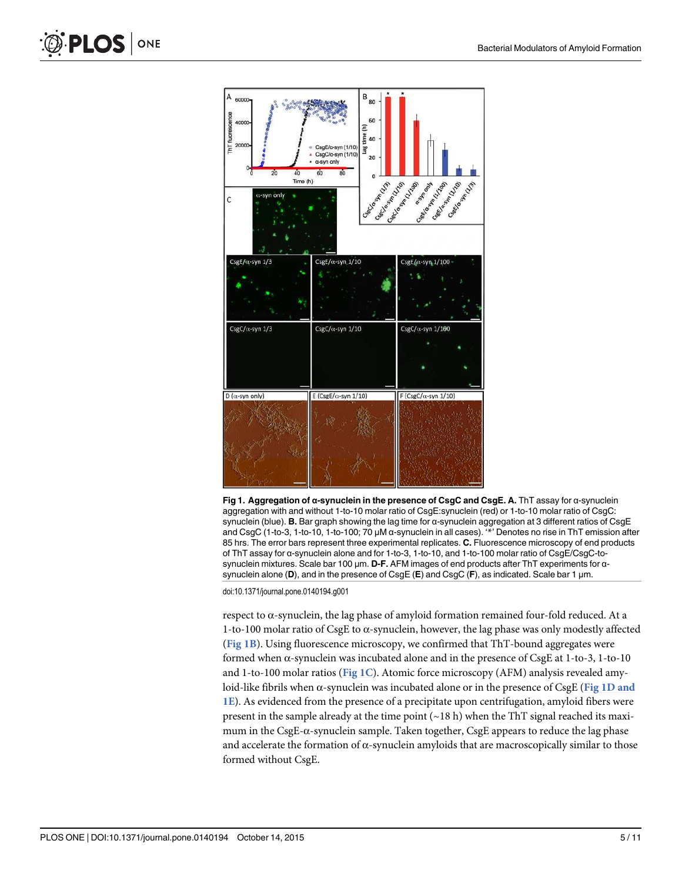**Fig 1. Aggregation of α-synuclein in the presence of CsgC and CsgE. A.** ThT assay for α-synuclein aggregation with and without 1-to-10 molar ratio of CsgE:synuclein (red) or 1-to-10 molar ratio of CsgC: synuclein (blue). **B.** Bar graph showing the lag time for α-synuclein aggregation at 3 different ratios of CsgE and CsgC (1-to-3, 1-to-10, 1-to-100; 70 μM α-synuclein in all cases). '*' Denotes no rise in ThT emission after 85 hrs. The error bars represent three experimental replicates. **C.** Fluorescence microscopy of end products of ThT assay for α-synuclein alone and for 1-to-3, 1-to-10, and 1-to-100 molar ratio of CsgE/CsgC-to-synuclein mixtures. Scale bar 100 μm. **D-F.** AFM images of end products after ThT experiments for α-synuclein alone (**D**), and in the presence of CsgE (**E**) and CsgC (**F**), as indicated. Scale bar 1 μm.

doi:10.1371/journal.pone.0140194.g001

respect to α-synuclein, the lag phase of amyloid formation remained four-fold reduced. At a 1-to-100 molar ratio of CsgE to α-synuclein, however, the lag phase was only modestly affected (Fig 1B). Using fluorescence microscopy, we confirmed that ThT-bound aggregates were formed when α-synuclein was incubated alone and in the presence of CsgE at 1-to-3, 1-to-10 and 1-to-100 molar ratios (Fig 1C). Atomic force microscopy (AFM) analysis revealed amyloid-like fibrils when α-synuclein was incubated alone or in the presence of CsgE (Fig 1D and 1E). As evidenced from the presence of a precipitate upon centrifugation, amyloid fibers were present in the sample already at the time point (~18 h) when the ThT signal reached its maximum in the CsgE-α-synuclein sample. Taken together, CsgE appears to reduce the lag phase and accelerate the formation of α-synuclein amyloids that are macroscopically similar to those formed without CsgE.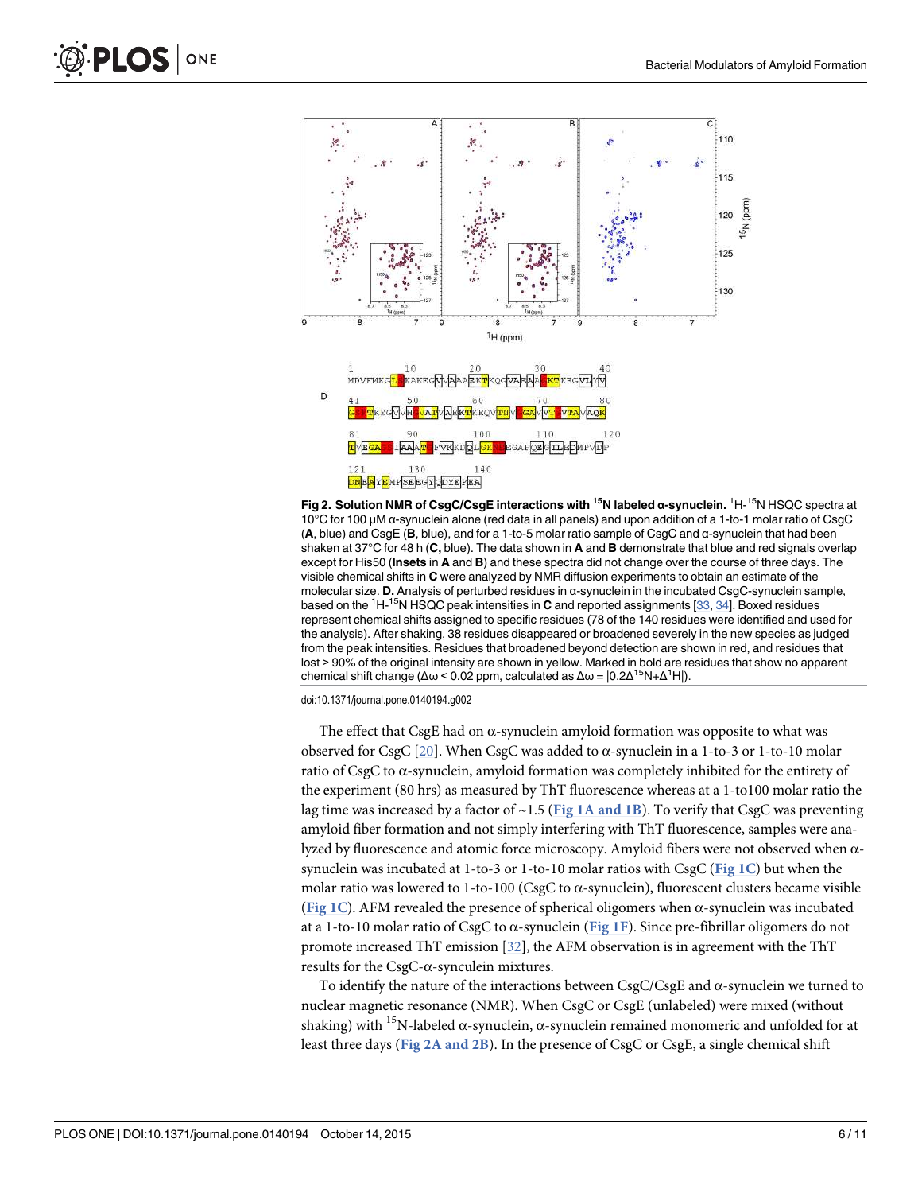**Fig 2. Solution NMR of CsgC/CsgE interactions with $^{15}$N labeled α-synuclein.** $^{1}$H-$^{15}$N HSQC spectra at 10°C for 100 μM α-synuclein alone (red data in all panels) and upon addition of a 1-to-1 molar ratio of CsgC (**A**, blue) and CsgE (**B**, blue), and for a 1-to-5 molar ratio sample of CsgC and α-synuclein that had been shaken at 37°C for 48 h (**C,** blue). The data shown in **A** and **B** demonstrate that blue and red signals overlap except for His50 (**Insets** in **A** and **B**) and these spectra did not change over the course of three days. The visible chemical shifts in **C** were analyzed by NMR diffusion experiments to obtain an estimate of the molecular size. **D.** Analysis of perturbed residues in α-synuclein in the incubated CsgC-synuclein sample, based on the $^{1}$H-$^{15}$N HSQC peak intensities in **C** and reported assignments [33, 34]. Boxed residues represent chemical shifts assigned to specific residues (78 of the 140 residues were identified and used for the analysis). After shaking, 38 residues disappeared or broadened severely in the new species as judged from the peak intensities. Residues that broadened beyond detection are shown in red, and residues that lost > 90% of the original intensity are shown in yellow. Marked in bold are residues that show no apparent chemical shift change ($\Delta\omega < 0.02$ ppm, calculated as $\Delta\omega = |0.2\Delta^{15}N+\Delta^{1}H|$).

doi:10.1371/journal.pone.0140194.g002

The effect that CsgE had on α-synuclein amyloid formation was opposite to what was observed for CsgC [20]. When CsgC was added to α-synuclein in a 1-to-3 or 1-to-10 molar ratio of CsgC to α-synuclein, amyloid formation was completely inhibited for the entirety of the experiment (80 hrs) as measured by ThT fluorescence whereas at a 1-to100 molar ratio the lag time was increased by a factor of ~1.5 (Fig 1A and 1B). To verify that CsgC was preventing amyloid fiber formation and not simply interfering with ThT fluorescence, samples were analyzed by fluorescence and atomic force microscopy. Amyloid fibers were not observed when α-synuclein was incubated at 1-to-3 or 1-to-10 molar ratios with CsgC (Fig 1C) but when the molar ratio was lowered to 1-to-100 (CsgC to α-synuclein), fluorescent clusters became visible (Fig 1C). AFM revealed the presence of spherical oligomers when α-synuclein was incubated at a 1-to-10 molar ratio of CsgC to α-synuclein (Fig 1F). Since pre-fibrillar oligomers do not promote increased ThT emission [32], the AFM observation is in agreement with the ThT results for the CsgC-α-synuclein mixtures.

To identify the nature of the interactions between CsgC/CsgE and α-synuclein we turned to nuclear magnetic resonance (NMR). When CsgC or CsgE (unlabeled) were mixed (without shaking) with $^{15}$N-labeled α-synuclein, α-synuclein remained monomeric and unfolded for at least three days (Fig 2A and 2B). In the presence of CsgC or CsgE, a single chemical shift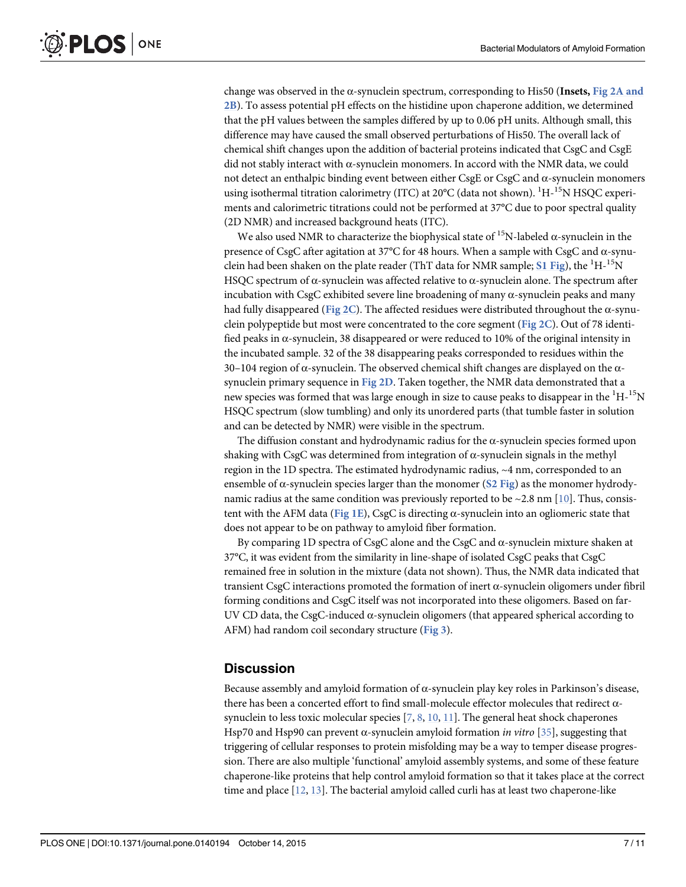change was observed in the α-synuclein spectrum, corresponding to His50 (**Insets, Fig 2A and 2B**). To assess potential pH effects on the histidine upon chaperone addition, we determined that the pH values between the samples differed by up to 0.06 pH units. Although small, this difference may have caused the small observed perturbations of His50. The overall lack of chemical shift changes upon the addition of bacterial proteins indicated that CsgC and CsgE did not stably interact with α-synuclein monomers. In accord with the NMR data, we could not detect an enthalpic binding event between either CsgE or CsgC and α-synuclein monomers using isothermal titration calorimetry (ITC) at 20°C (data not shown). $^{1}H$-$^{15}N$ HSQC experiments and calorimetric titrations could not be performed at 37°C due to poor spectral quality (2D NMR) and increased background heats (ITC).

We also used NMR to characterize the biophysical state of $^{15}N$-labeled α-synuclein in the presence of CsgC after agitation at 37°C for 48 hours. When a sample with CsgC and α-synuclein had been shaken on the plate reader (ThT data for NMR sample; S1 Fig), the $^{1}H$-$^{15}N$ HSQC spectrum of α-synuclein was affected relative to α-synuclein alone. The spectrum after incubation with CsgC exhibited severe line broadening of many α-synuclein peaks and many had fully disappeared (Fig 2C). The affected residues were distributed throughout the α-synuclein polypeptide but most were concentrated to the core segment (Fig 2C). Out of 78 identified peaks in α-synuclein, 38 disappeared or were reduced to 10% of the original intensity in the incubated sample. 32 of the 38 disappearing peaks corresponded to residues within the 30–104 region of α-synuclein. The observed chemical shift changes are displayed on the α-synuclein primary sequence in Fig 2D. Taken together, the NMR data demonstrated that a new species was formed that was large enough in size to cause peaks to disappear in the $^{1}H$-$^{15}N$ HSQC spectrum (slow tumbling) and only its unordered parts (that tumble faster in solution and can be detected by NMR) were visible in the spectrum.

The diffusion constant and hydrodynamic radius for the α-synuclein species formed upon shaking with CsgC was determined from integration of α-synuclein signals in the methyl region in the 1D spectra. The estimated hydrodynamic radius, ~4 nm, corresponded to an ensemble of α-synuclein species larger than the monomer (S2 Fig) as the monomer hydrodynamic radius at the same condition was previously reported to be ~2.8 nm [10]. Thus, consistent with the AFM data (Fig 1E), CsgC is directing α-synuclein into an ogliomeric state that does not appear to be on pathway to amyloid fiber formation.

By comparing 1D spectra of CsgC alone and the CsgC and α-synuclein mixture shaken at 37°C, it was evident from the similarity in line-shape of isolated CsgC peaks that CsgC remained free in solution in the mixture (data not shown). Thus, the NMR data indicated that transient CsgC interactions promoted the formation of inert α-synuclein oligomers under fibril forming conditions and CsgC itself was not incorporated into these oligomers. Based on far-UV CD data, the CsgC-induced α-synuclein oligomers (that appeared spherical according to AFM) had random coil secondary structure (Fig 3).

## Discussion

Because assembly and amyloid formation of α-synuclein play key roles in Parkinson's disease, there has been a concerted effort to find small-molecule effector molecules that redirect α-synuclein to less toxic molecular species [7, 8, 10, 11]. The general heat shock chaperones Hsp70 and Hsp90 can prevent α-synuclein amyloid formation *in vitro* [35], suggesting that triggering of cellular responses to protein misfolding may be a way to temper disease progression. There are also multiple 'functional' amyloid assembly systems, and some of these feature chaperone-like proteins that help control amyloid formation so that it takes place at the correct time and place [12, 13]. The bacterial amyloid called curli has at least two chaperone-like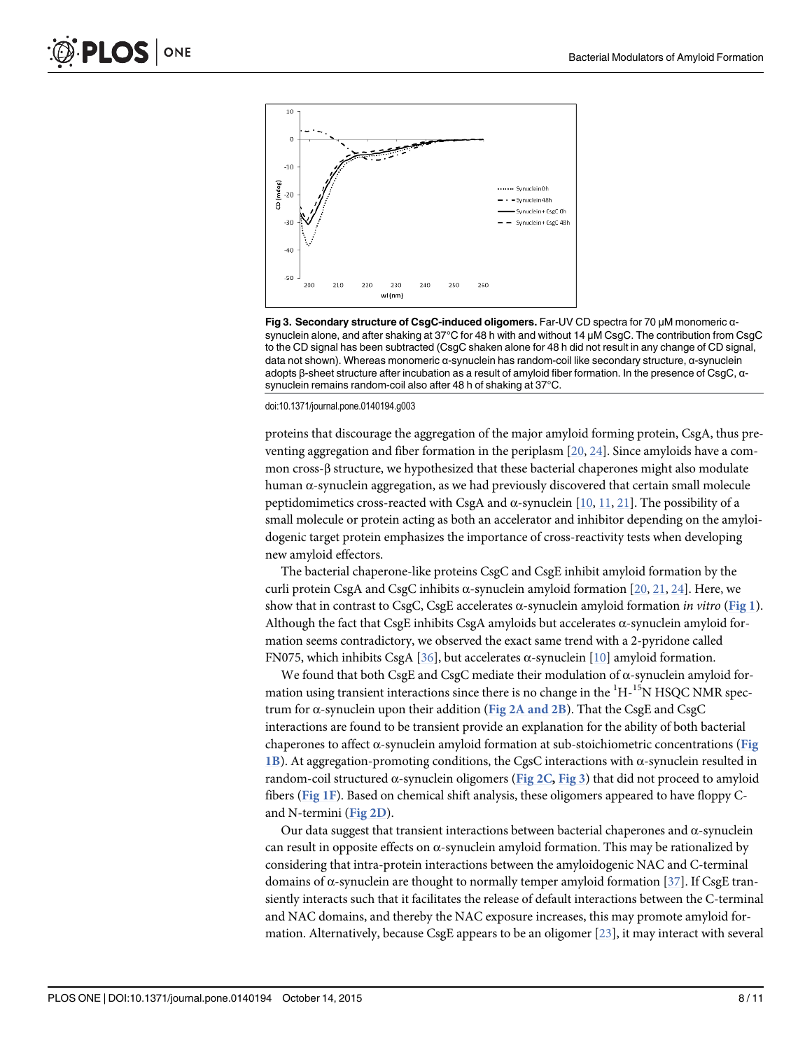**Fig 3. Secondary structure of CsgC-induced oligomers.** Far-UV CD spectra for 70 μM monomeric α-synuclein alone, and after shaking at 37°C for 48 h with and without 14 μM CsgC. The contribution from CsgC to the CD signal has been subtracted (CsgC shaken alone for 48 h did not result in any change of CD signal, data not shown). Whereas monomeric α-synuclein has random-coil like secondary structure, α-synuclein adopts β-sheet structure after incubation as a result of amyloid fiber formation. In the presence of CsgC, α-synuclein remains random-coil also after 48 h of shaking at 37°C.

doi:10.1371/journal.pone.0140194.g003

proteins that discourage the aggregation of the major amyloid forming protein, CsgA, thus preventing aggregation and fiber formation in the periplasm [20, 24]. Since amyloids have a common cross-β structure, we hypothesized that these bacterial chaperones might also modulate human α-synuclein aggregation, as we had previously discovered that certain small molecule peptidomimetics cross-reacted with CsgA and α-synuclein [10, 11, 21]. The possibility of a small molecule or protein acting as both an accelerator and inhibitor depending on the amyloidogenic target protein emphasizes the importance of cross-reactivity tests when developing new amyloid effectors.

The bacterial chaperone-like proteins CsgC and CsgE inhibit amyloid formation by the curli protein CsgA and CsgC inhibits α-synuclein amyloid formation [20, 21, 24]. Here, we show that in contrast to CsgC, CsgE accelerates α-synuclein amyloid formation *in vitro* (Fig 1). Although the fact that CsgE inhibits CsgA amyloids but accelerates α-synuclein amyloid formation seems contradictory, we observed the exact same trend with a 2-pyridone called FN075, which inhibits CsgA [36], but accelerates α-synuclein [10] amyloid formation.

We found that both CsgE and CsgC mediate their modulation of α-synuclein amyloid formation using transient interactions since there is no change in the $^{1}H$-$^{15}N$ HSQC NMR spectrum for α-synuclein upon their addition (Fig 2A and 2B). That the CsgE and CsgC interactions are found to be transient provide an explanation for the ability of both bacterial chaperones to affect α-synuclein amyloid formation at sub-stoichiometric concentrations (Fig 1B). At aggregation-promoting conditions, the CgsC interactions with α-synuclein resulted in random-coil structured α-synuclein oligomers (Fig 2C, Fig 3) that did not proceed to amyloid fibers (Fig 1F). Based on chemical shift analysis, these oligomers appeared to have floppy C- and N-termini (Fig 2D).

Our data suggest that transient interactions between bacterial chaperones and α-synuclein can result in opposite effects on α-synuclein amyloid formation. This may be rationalized by considering that intra-protein interactions between the amyloidogenic NAC and C-terminal domains of α-synuclein are thought to normally temper amyloid formation [37]. If CsgE transiently interacts such that it facilitates the release of default interactions between the C-terminal and NAC domains, and thereby the NAC exposure increases, this may promote amyloid formation. Alternatively, because CsgE appears to be an oligomer [23], it may interact with several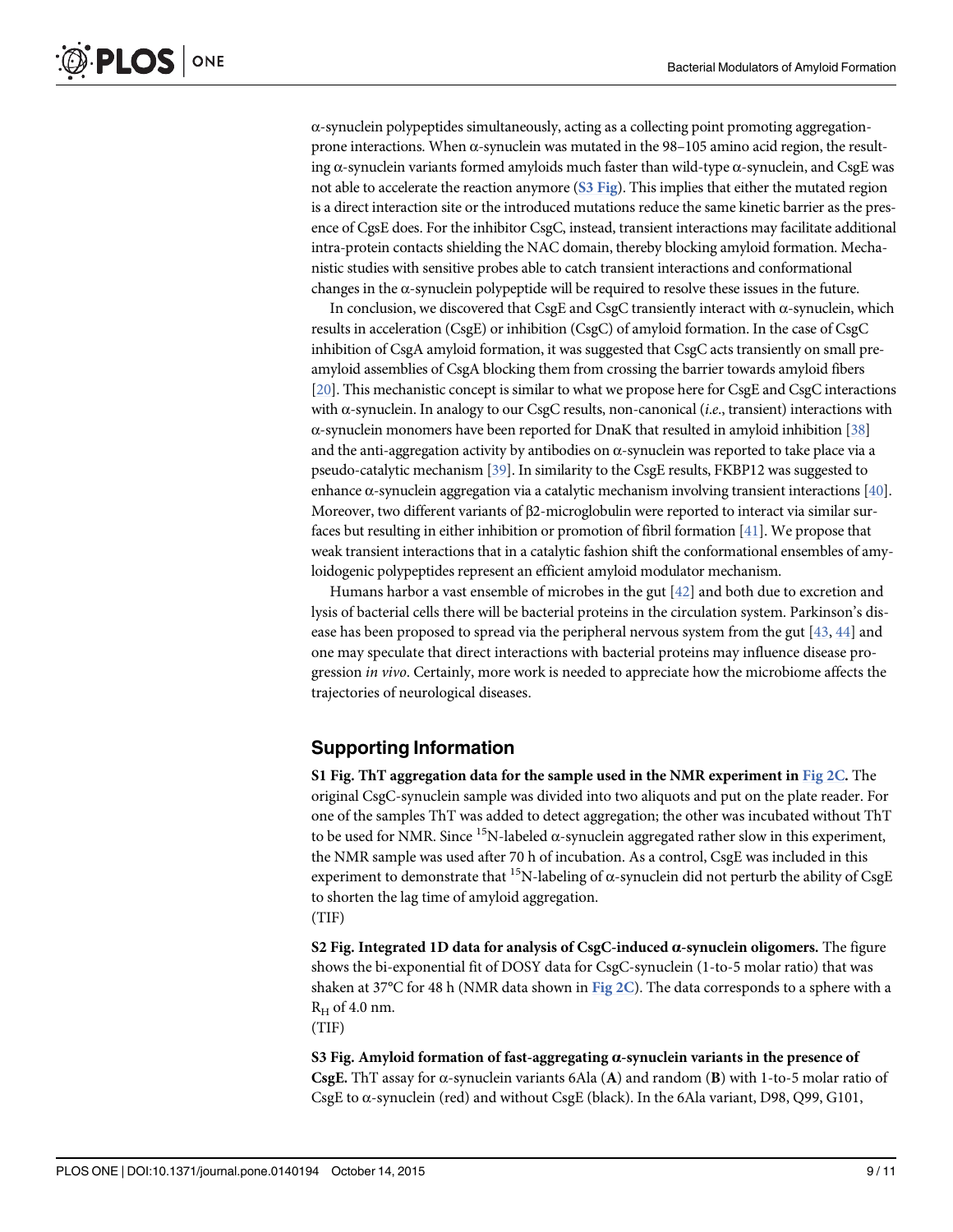α-synuclein polypeptides simultaneously, acting as a collecting point promoting aggregation-prone interactions. When α-synuclein was mutated in the 98–105 amino acid region, the resulting α-synuclein variants formed amyloids much faster than wild-type α-synuclein, and CsgE was not able to accelerate the reaction anymore (S3 Fig). This implies that either the mutated region is a direct interaction site or the introduced mutations reduce the same kinetic barrier as the presence of CgsE does. For the inhibitor CsgC, instead, transient interactions may facilitate additional intra-protein contacts shielding the NAC domain, thereby blocking amyloid formation. Mechanistic studies with sensitive probes able to catch transient interactions and conformational changes in the α-synuclein polypeptide will be required to resolve these issues in the future.

In conclusion, we discovered that CsgE and CsgC transiently interact with α-synuclein, which results in acceleration (CsgE) or inhibition (CsgC) of amyloid formation. In the case of CsgC inhibition of CsgA amyloid formation, it was suggested that CsgC acts transiently on small pre-amyloid assemblies of CsgA blocking them from crossing the barrier towards amyloid fibers [20]. This mechanistic concept is similar to what we propose here for CsgE and CsgC interactions with α-synuclein. In analogy to our CsgC results, non-canonical (*i.e.*, transient) interactions with α-synuclein monomers have been reported for DnaK that resulted in amyloid inhibition [38] and the anti-aggregation activity by antibodies on α-synuclein was reported to take place via a pseudo-catalytic mechanism [39]. In similarity to the CsgE results, FKBP12 was suggested to enhance α-synuclein aggregation via a catalytic mechanism involving transient interactions [40]. Moreover, two different variants of β2-microglobulin were reported to interact via similar surfaces but resulting in either inhibition or promotion of fibril formation [41]. We propose that weak transient interactions that in a catalytic fashion shift the conformational ensembles of amyloidogenic polypeptides represent an efficient amyloid modulator mechanism.

Humans harbor a vast ensemble of microbes in the gut [42] and both due to excretion and lysis of bacterial cells there will be bacterial proteins in the circulation system. Parkinson's disease has been proposed to spread via the peripheral nervous system from the gut [43, 44] and one may speculate that direct interactions with bacterial proteins may influence disease progression *in vivo*. Certainly, more work is needed to appreciate how the microbiome affects the trajectories of neurological diseases.

## Supporting Information

**S1 Fig. ThT aggregation data for the sample used in the NMR experiment in Fig 2C.** The original CsgC-synuclein sample was divided into two aliquots and put on the plate reader. For one of the samples ThT was added to detect aggregation; the other was incubated without ThT to be used for NMR. Since $^{15}N$-labeled α-synuclein aggregated rather slow in this experiment, the NMR sample was used after 70 h of incubation. As a control, CsgE was included in this experiment to demonstrate that $^{15}N$-labeling of α-synuclein did not perturb the ability of CsgE to shorten the lag time of amyloid aggregation.
(TIF)

**S2 Fig. Integrated 1D data for analysis of CsgC-induced α-synuclein oligomers.** The figure shows the bi-exponential fit of DOSY data for CsgC-synuclein (1-to-5 molar ratio) that was shaken at 37°C for 48 h (NMR data shown in Fig 2C). The data corresponds to a sphere with a $R_H$ of 4.0 nm.
(TIF)

**S3 Fig. Amyloid formation of fast-aggregating α-synuclein variants in the presence of CsgE.** ThT assay for α-synuclein variants 6Ala (**A**) and random (**B**) with 1-to-5 molar ratio of CsgE to α-synuclein (red) and without CsgE (black). In the 6Ala variant, D98, Q99, G101,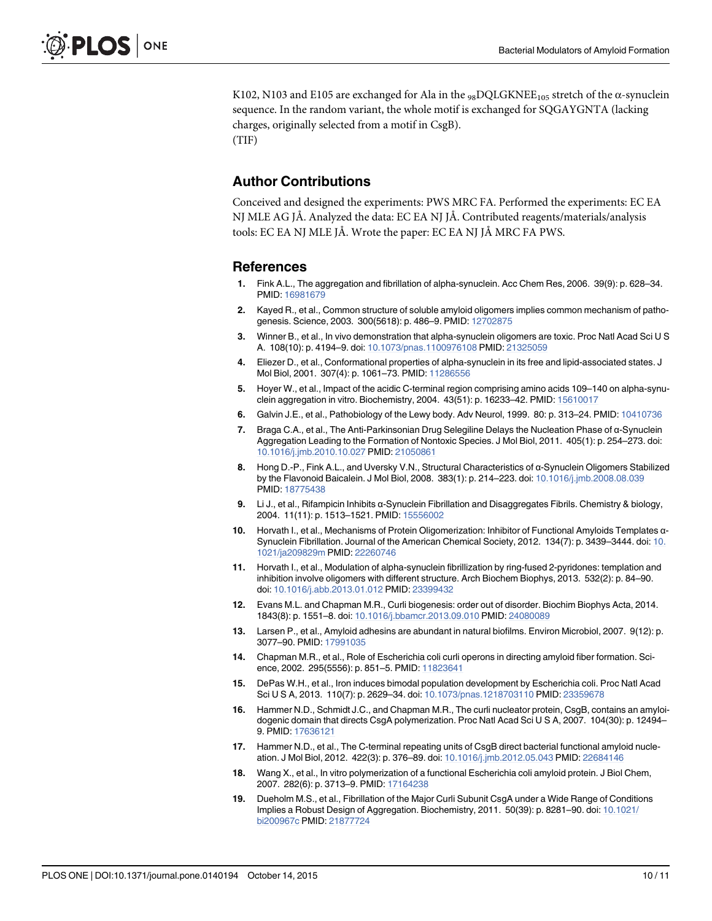K102, N103 and E105 are exchanged for Ala in the $_{98}$DQLGKNEE$_{105}$ stretch of the α-synuclein sequence. In the random variant, the whole motif is exchanged for SQGAYGNTA (lacking charges, originally selected from a motif in CsgB).
(TIF)

## Author Contributions

Conceived and designed the experiments: PWS MRC FA. Performed the experiments: EC EA NJ MLE AG JÅ. Analyzed the data: EC EA NJ JÅ. Contributed reagents/materials/analysis tools: EC EA NJ MLE JÅ. Wrote the paper: EC EA NJ JÅ MRC FA PWS.

## References

1. Fink A.L., The aggregation and fibrillation of alpha-synuclein. Acc Chem Res, 2006. 39(9): p. 628–34. PMID: 16981679
2. Kayed R., et al., Common structure of soluble amyloid oligomers implies common mechanism of pathogenesis. Science, 2003. 300(5618): p. 486–9. PMID: 12702875
3. Winner B., et al., In vivo demonstration that alpha-synuclein oligomers are toxic. Proc Natl Acad Sci U S A. 108(10): p. 4194–9. doi: 10.1073/pnas.1100976108 PMID: 21325059
4. Eliezer D., et al., Conformational properties of alpha-synuclein in its free and lipid-associated states. J Mol Biol, 2001. 307(4): p. 1061–73. PMID: 11286556
5. Hoyer W., et al., Impact of the acidic C-terminal region comprising amino acids 109–140 on alpha-synuclein aggregation in vitro. Biochemistry, 2004. 43(51): p. 16233–42. PMID: 15610017
6. Galvin J.E., et al., Pathobiology of the Lewy body. Adv Neurol, 1999. 80: p. 313–24. PMID: 10410736
7. Braga C.A., et al., The Anti-Parkinsonian Drug Selegiline Delays the Nucleation Phase of α-Synuclein Aggregation Leading to the Formation of Nontoxic Species. J Mol Biol, 2011. 405(1): p. 254–273. doi: 10.1016/j.jmb.2010.10.027 PMID: 21050861
8. Hong D.-P., Fink A.L., and Uversky V.N., Structural Characteristics of α-Synuclein Oligomers Stabilized by the Flavonoid Baicalein. J Mol Biol, 2008. 383(1): p. 214–223. doi: 10.1016/j.jmb.2008.08.039 PMID: 18775438
9. Li J., et al., Rifampicin Inhibits α-Synuclein Fibrillation and Disaggregates Fibrils. Chemistry & biology, 2004. 11(11): p. 1513–1521. PMID: 15556002
10. Horvath I., et al., Mechanisms of Protein Oligomerization: Inhibitor of Functional Amyloids Templates α-Synuclein Fibrillation. Journal of the American Chemical Society, 2012. 134(7): p. 3439–3444. doi: 10.1021/ja209829m PMID: 22260746
11. Horvath I., et al., Modulation of alpha-synuclein fibrillization by ring-fused 2-pyridones: templation and inhibition involve oligomers with different structure. Arch Biochem Biophys, 2013. 532(2): p. 84–90. doi: 10.1016/j.abb.2013.01.012 PMID: 23399432
12. Evans M.L. and Chapman M.R., Curli biogenesis: order out of disorder. Biochim Biophys Acta, 2014. 1843(8): p. 1551–8. doi: 10.1016/j.bbamcr.2013.09.010 PMID: 24080089
13. Larsen P., et al., Amyloid adhesins are abundant in natural biofilms. Environ Microbiol, 2007. 9(12): p. 3077–90. PMID: 17991035
14. Chapman M.R., et al., Role of Escherichia coli curli operons in directing amyloid fiber formation. Science, 2002. 295(5556): p. 851–5. PMID: 11823641
15. DePas W.H., et al., Iron induces bimodal population development by Escherichia coli. Proc Natl Acad Sci U S A, 2013. 110(7): p. 2629–34. doi: 10.1073/pnas.1218703110 PMID: 23359678
16. Hammer N.D., Schmidt J.C., and Chapman M.R., The curli nucleator protein, CsgB, contains an amyloidogenic domain that directs CsgA polymerization. Proc Natl Acad Sci U S A, 2007. 104(30): p. 12494–9. PMID: 17636121
17. Hammer N.D., et al., The C-terminal repeating units of CsgB direct bacterial functional amyloid nucleation. J Mol Biol, 2012. 422(3): p. 376–89. doi: 10.1016/j.jmb.2012.05.043 PMID: 22684146
18. Wang X., et al., In vitro polymerization of a functional Escherichia coli amyloid protein. J Biol Chem, 2007. 282(6): p. 3713–9. PMID: 17164238
19. Dueholm M.S., et al., Fibrillation of the Major Curli Subunit CsgA under a Wide Range of Conditions Implies a Robust Design of Aggregation. Biochemistry, 2011. 50(39): p. 8281–90. doi: 10.1021/bi200967c PMID: 21877724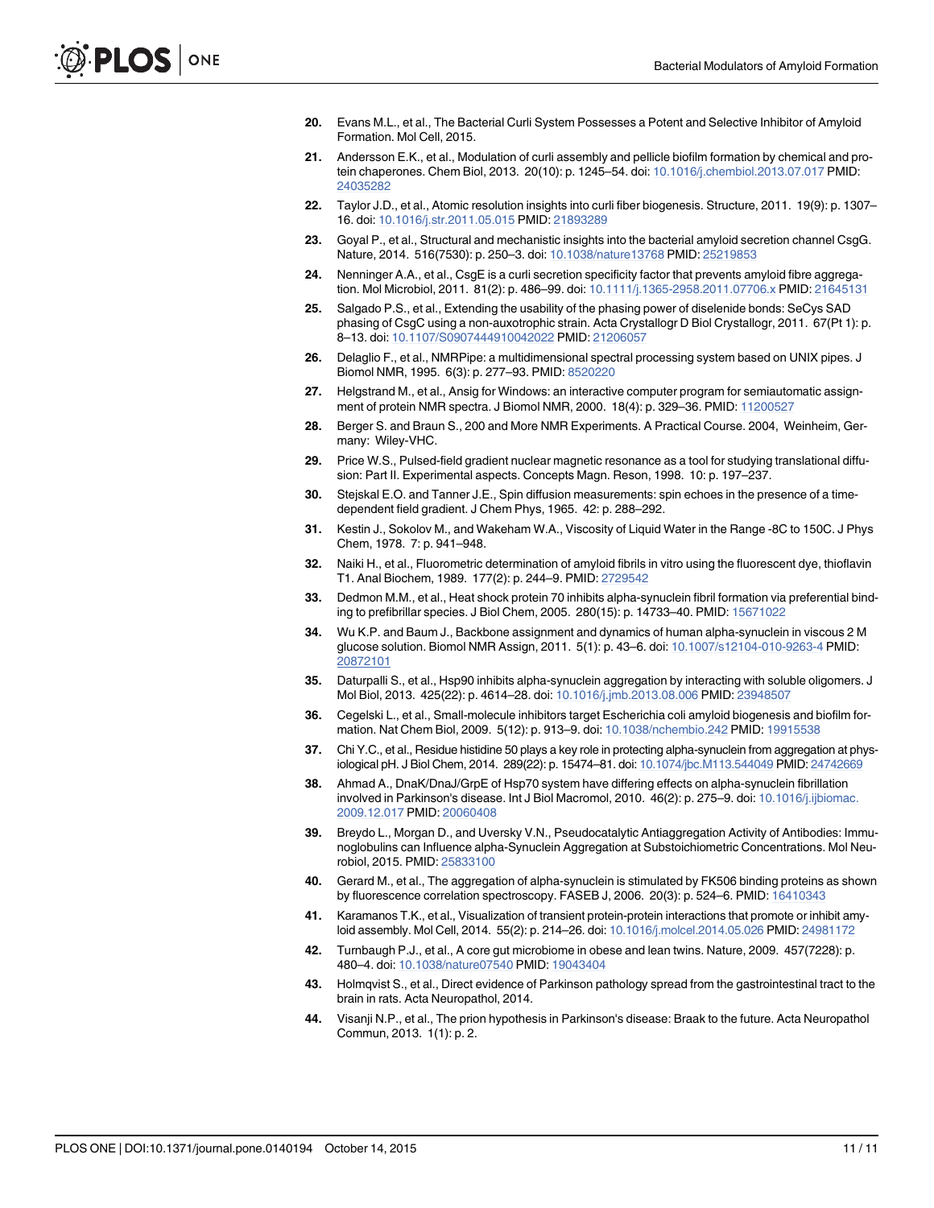20. Evans M.L., et al., The Bacterial Curli System Possesses a Potent and Selective Inhibitor of Amyloid Formation. Mol Cell, 2015.
21. Andersson E.K., et al., Modulation of curli assembly and pellicle biofilm formation by chemical and protein chaperones. Chem Biol, 2013. 20(10): p. 1245–54. doi: 10.1016/j.chembiol.2013.07.017 PMID: 24035282
22. Taylor J.D., et al., Atomic resolution insights into curli fiber biogenesis. Structure, 2011. 19(9): p. 1307–16. doi: 10.1016/j.str.2011.05.015 PMID: 21893289
23. Goyal P., et al., Structural and mechanistic insights into the bacterial amyloid secretion channel CsgG. Nature, 2014. 516(7530): p. 250–3. doi: 10.1038/nature13768 PMID: 25219853
24. Nenninger A.A., et al., CsgE is a curli secretion specificity factor that prevents amyloid fibre aggregation. Mol Microbiol, 2011. 81(2): p. 486–99. doi: 10.1111/j.1365-2958.2011.07706.x PMID: 21645131
25. Salgado P.S., et al., Extending the usability of the phasing power of diselenide bonds: SeCys SAD phasing of CsgC using a non-auxotrophic strain. Acta Crystallogr D Biol Crystallogr, 2011. 67(Pt 1): p. 8–13. doi: 10.1107/S0907444910042022 PMID: 21206057
26. Delaglio F., et al., NMRPipe: a multidimensional spectral processing system based on UNIX pipes. J Biomol NMR, 1995. 6(3): p. 277–93. PMID: 8520220
27. Helgstrand M., et al., Ansig for Windows: an interactive computer program for semiautomatic assignment of protein NMR spectra. J Biomol NMR, 2000. 18(4): p. 329–36. PMID: 11200527
28. Berger S. and Braun S., 200 and More NMR Experiments. A Practical Course. 2004, Weinheim, Germany: Wiley-VHC.
29. Price W.S., Pulsed-field gradient nuclear magnetic resonance as a tool for studying translational diffusion: Part II. Experimental aspects. Concepts Magn. Reson, 1998. 10: p. 197–237.
30. Stejskal E.O. and Tanner J.E., Spin diffusion measurements: spin echoes in the presence of a time-dependent field gradient. J Chem Phys, 1965. 42: p. 288–292.
31. Kestin J., Sokolov M., and Wakeham W.A., Viscosity of Liquid Water in the Range -8C to 150C. J Phys Chem, 1978. 7: p. 941–948.
32. Naiki H., et al., Fluorometric determination of amyloid fibrils in vitro using the fluorescent dye, thioflavin T1. Anal Biochem, 1989. 177(2): p. 244–9. PMID: 2729542
33. Dedmon M.M., et al., Heat shock protein 70 inhibits alpha-synuclein fibril formation via preferential binding to prefibrillar species. J Biol Chem, 2005. 280(15): p. 14733–40. PMID: 15671022
34. Wu K.P. and Baum J., Backbone assignment and dynamics of human alpha-synuclein in viscous 2 M glucose solution. Biomol NMR Assign, 2011. 5(1): p. 43–6. doi: 10.1007/s12104-010-9263-4 PMID: 20872101
35. Daturpalli S., et al., Hsp90 inhibits alpha-synuclein aggregation by interacting with soluble oligomers. J Mol Biol, 2013. 425(22): p. 4614–28. doi: 10.1016/j.jmb.2013.08.006 PMID: 23948507
36. Cegelski L., et al., Small-molecule inhibitors target Escherichia coli amyloid biogenesis and biofilm formation. Nat Chem Biol, 2009. 5(12): p. 913–9. doi: 10.1038/nchembio.242 PMID: 19915538
37. Chi Y.C., et al., Residue histidine 50 plays a key role in protecting alpha-synuclein from aggregation at physiological pH. J Biol Chem, 2014. 289(22): p. 15474–81. doi: 10.1074/jbc.M113.544049 PMID: 24742669
38. Ahmad A., DnaK/DnaJ/GrpE of Hsp70 system have differing effects on alpha-synuclein fibrillation involved in Parkinson's disease. Int J Biol Macromol, 2010. 46(2): p. 275–9. doi: 10.1016/j.ijbiomac.2009.12.017 PMID: 20060408
39. Breydo L., Morgan D., and Uversky V.N., Pseudocatalytic Antiaggregation Activity of Antibodies: Immunoglobulins can Influence alpha-Synuclein Aggregation at Substoichiometric Concentrations. Mol Neurobiol, 2015. PMID: 25833100
40. Gerard M., et al., The aggregation of alpha-synuclein is stimulated by FK506 binding proteins as shown by fluorescence correlation spectroscopy. FASEB J, 2006. 20(3): p. 524–6. PMID: 16410343
41. Karamanos T.K., et al., Visualization of transient protein-protein interactions that promote or inhibit amyloid assembly. Mol Cell, 2014. 55(2): p. 214–26. doi: 10.1016/j.molcel.2014.05.026 PMID: 24981172
42. Turnbaugh P.J., et al., A core gut microbiome in obese and lean twins. Nature, 2009. 457(7228): p. 480–4. doi: 10.1038/nature07540 PMID: 19043404
43. Holmqvist S., et al., Direct evidence of Parkinson pathology spread from the gastrointestinal tract to the brain in rats. Acta Neuropathol, 2014.
44. Visanji N.P., et al., The prion hypothesis in Parkinson's disease: Braak to the future. Acta Neuropathol Commun, 2013. 1(1): p. 2.